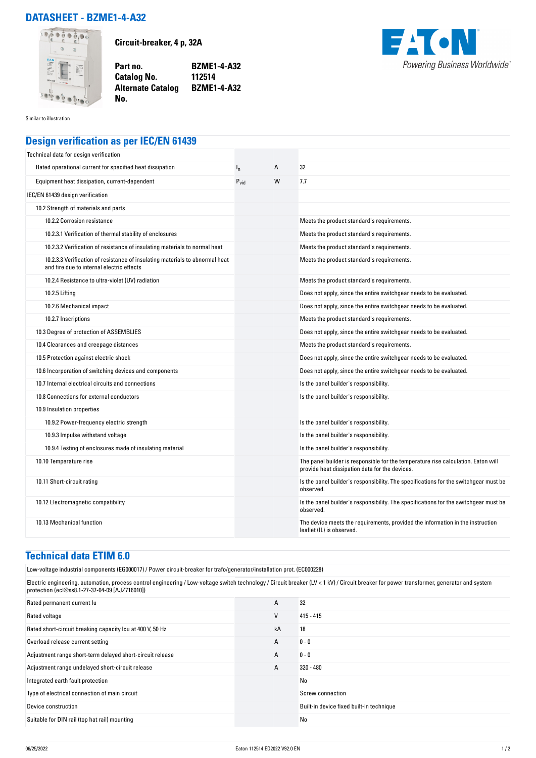# DATASHEET - BZME1-4-A32

**Circuit-breaker, 4 p, 32A**

| | |
|---|---|
| **Part no.** | **BZME1-4-A32** |
| **Catalog No.** | **112514** |
| **Alternate Catalog No.** | **BZME1-4-A32** |

Similar to illustration

## Design verification as per IEC/EN 61439

| | | | |
|---|---|---|---|
| Technical data for design verification | | | |
| Rated operational current for specified heat dissipation | $I_n$ | A | 32 |
| Equipment heat dissipation, current-dependent | $P_{vid}$ | W | 7.7 |
| IEC/EN 61439 design verification | | | |
| 10.2 Strength of materials and parts | | | |
| 10.2.2 Corrosion resistance | | | Meets the product standard's requirements. |
| 10.2.3.1 Verification of thermal stability of enclosures | | | Meets the product standard's requirements. |
| 10.2.3.2 Verification of resistance of insulating materials to normal heat | | | Meets the product standard's requirements. |
| 10.2.3.3 Verification of resistance of insulating materials to abnormal heat and fire due to internal electric effects | | | Meets the product standard's requirements. |
| 10.2.4 Resistance to ultra-violet (UV) radiation | | | Meets the product standard's requirements. |
| 10.2.5 Lifting | | | Does not apply, since the entire switchgear needs to be evaluated. |
| 10.2.6 Mechanical impact | | | Does not apply, since the entire switchgear needs to be evaluated. |
| 10.2.7 Inscriptions | | | Meets the product standard's requirements. |
| 10.3 Degree of protection of ASSEMBLIES | | | Does not apply, since the entire switchgear needs to be evaluated. |
| 10.4 Clearances and creepage distances | | | Meets the product standard's requirements. |
| 10.5 Protection against electric shock | | | Does not apply, since the entire switchgear needs to be evaluated. |
| 10.6 Incorporation of switching devices and components | | | Does not apply, since the entire switchgear needs to be evaluated. |
| 10.7 Internal electrical circuits and connections | | | Is the panel builder's responsibility. |
| 10.8 Connections for external conductors | | | Is the panel builder's responsibility. |
| 10.9 Insulation properties | | | |
| 10.9.2 Power-frequency electric strength | | | Is the panel builder's responsibility. |
| 10.9.3 Impulse withstand voltage | | | Is the panel builder's responsibility. |
| 10.9.4 Testing of enclosures made of insulating material | | | Is the panel builder's responsibility. |
| 10.10 Temperature rise | | | The panel builder is responsible for the temperature rise calculation. Eaton will provide heat dissipation data for the devices. |
| 10.11 Short-circuit rating | | | Is the panel builder's responsibility. The specifications for the switchgear must be observed. |
| 10.12 Electromagnetic compatibility | | | Is the panel builder's responsibility. The specifications for the switchgear must be observed. |
| 10.13 Mechanical function | | | The device meets the requirements, provided the information in the instruction leaflet (IL) is observed. |

## Technical data ETIM 6.0

Low-voltage industrial components (EG000017) / Power circuit-breaker for trafo/generator/installation prot. (EC000228)

Electric engineering, automation, process control engineering / Low-voltage switch technology / Circuit breaker (LV < 1 kV) / Circuit breaker for power transformer, generator and system protection (ecl@ss8.1-27-37-04-09 [AJZ716010])

| | | |
|---|---|---|
| Rated permanent current Iu | A | 32 |
| Rated voltage | V | 415 - 415 |
| Rated short-circuit breaking capacity Icu at 400 V, 50 Hz | kA | 18 |
| Overload release current setting | A | 0 - 0 |
| Adjustment range short-term delayed short-circuit release | A | 0 - 0 |
| Adjustment range undelayed short-circuit release | A | 320 - 480 |
| Integrated earth fault protection | | No |
| Type of electrical connection of main circuit | | Screw connection |
| Device construction | | Built-in device fixed built-in technique |
| Suitable for DIN rail (top hat rail) mounting | | No |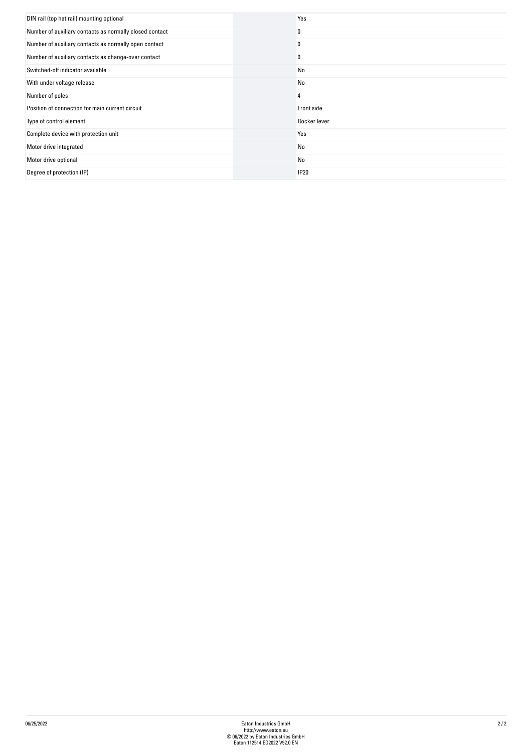| | | |
|---|---|---|
| DIN rail (top hat rail) mounting optional | | Yes |
| Number of auxiliary contacts as normally closed contact | | 0 |
| Number of auxiliary contacts as normally open contact | | 0 |
| Number of auxiliary contacts as change-over contact | | 0 |
| Switched-off indicator available | | No |
| With under voltage release | | No |
| Number of poles | | 4 |
| Position of connection for main current circuit | | Front side |
| Type of control element | | Rocker lever |
| Complete device with protection unit | | Yes |
| Motor drive integrated | | No |
| Motor drive optional | | No |
| Degree of protection (IP) | | IP20 |